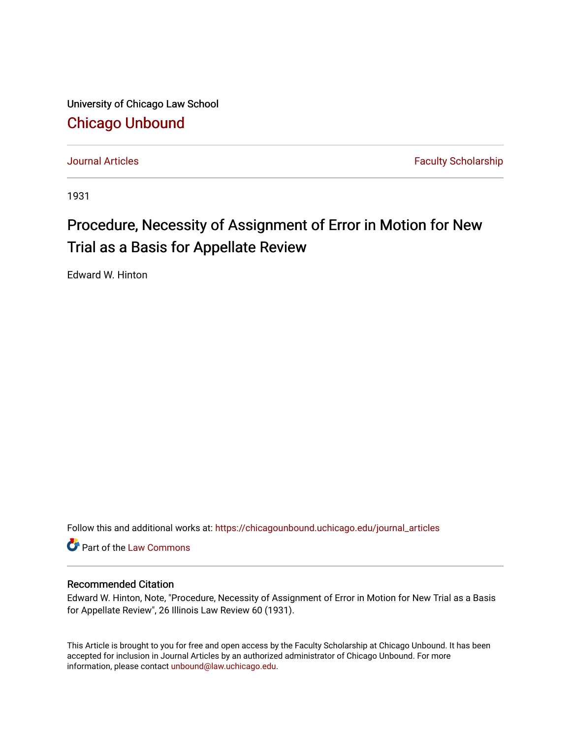University of Chicago Law School

## Chicago Unbound

Journal Articles | Faculty Scholarship

1931

# Procedure, Necessity of Assignment of Error in Motion for New Trial as a Basis for Appellate Review

Edward W. Hinton

Follow this and additional works at: https://chicagounbound.uchicago.edu/journal_articles

Part of the Law Commons

### Recommended Citation

Edward W. Hinton, Note, "Procedure, Necessity of Assignment of Error in Motion for New Trial as a Basis for Appellate Review", 26 Illinois Law Review 60 (1931).

This Article is brought to you for free and open access by the Faculty Scholarship at Chicago Unbound. It has been accepted for inclusion in Journal Articles by an authorized administrator of Chicago Unbound. For more information, please contact unbound@law.uchicago.edu.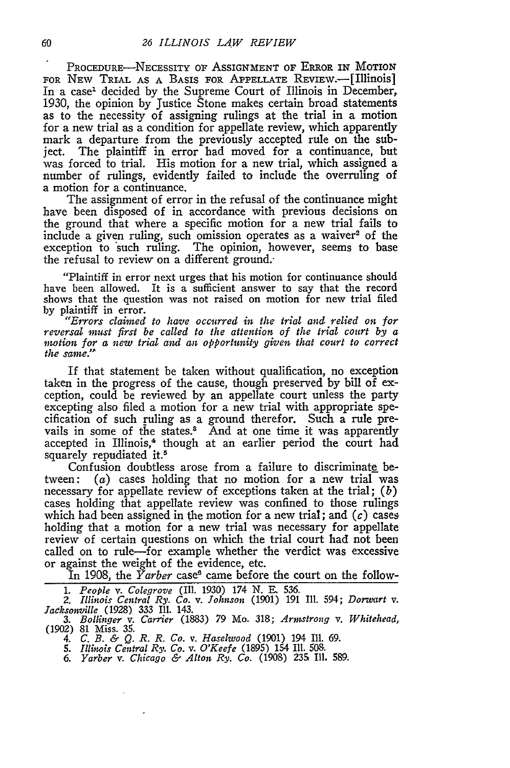PROCEDURE—NECESSITY OF ASSIGNMENT OF ERROR IN MOTION FOR NEW TRIAL AS A BASIS FOR APPELLATE REVIEW.—[Illinois] In a case[1] decided by the Supreme Court of Illinois in December, 1930, the opinion by Justice Stone makes certain broad statements as to the necessity of assigning rulings at the trial in a motion for a new trial as a condition for appellate review, which apparently mark a departure from the previously accepted rule on the subject. The plaintiff in error had moved for a continuance, but was forced to trial. His motion for a new trial, which assigned a number of rulings, evidently failed to include the overruling of a motion for a continuance.

The assignment of error in the refusal of the continuance might have been disposed of in accordance with previous decisions on the ground that where a specific motion for a new trial fails to include a given ruling, such omission operates as a waiver[2] of the exception to such ruling. The opinion, however, seems to base the refusal to review on a different ground.

"Plaintiff in error next urges that his motion for continuance should have been allowed. It is a sufficient answer to say that the record shows that the question was not raised on motion for new trial filed by plaintiff in error.

*"Errors claimed to have occurred in the trial and relied on for reversal must first be called to the attention of the trial court by a motion for a new trial and an opportunity given that court to correct the same."*

If that statement be taken without qualification, no exception taken in the progress of the cause, though preserved by bill of exception, could be reviewed by an appellate court unless the party excepting also filed a motion for a new trial with appropriate specification of such ruling as a ground therefor. Such a rule prevails in some of the states.[3] And at one time it was apparently accepted in Illinois,[4] though at an earlier period the court had squarely repudiated it.[5]

Confusion doubtless arose from a failure to discriminate between: (*a*) cases holding that no motion for a new trial was necessary for appellate review of exceptions taken at the trial; (*b*) cases holding that appellate review was confined to those rulings which had been assigned in the motion for a new trial; and (*c*) cases holding that a motion for a new trial was necessary for appellate review of certain questions on which the trial court had not been called on to rule—for example whether the verdict was excessive or against the weight of the evidence, etc.

In 1908, the *Yarber* case[6] came before the court on the follow-

1. *People* v. *Colegrove* (Ill. 1930) 174 N. E. 536.
2. *Illinois Central Ry. Co.* v. *Johnson* (1901) 191 Ill. 594; *Dorwart* v. *Jacksonville* (1928) 333 Ill. 143.
3. *Bollinger* v. *Carrier* (1883) 79 Mo. 318; *Armstrong* v. *Whitehead*, (1902) 81 Miss. 35.
4. *C. B. & Q. R. R. Co.* v. *Haselwood* (1901) 194 Ill. 69.
5. *Illinois Central Ry. Co.* v. *O'Keefe* (1895) 154 Ill. 508.
6. *Yarber* v. *Chicago & Alton Ry. Co.* (1908) 235 Ill. 589.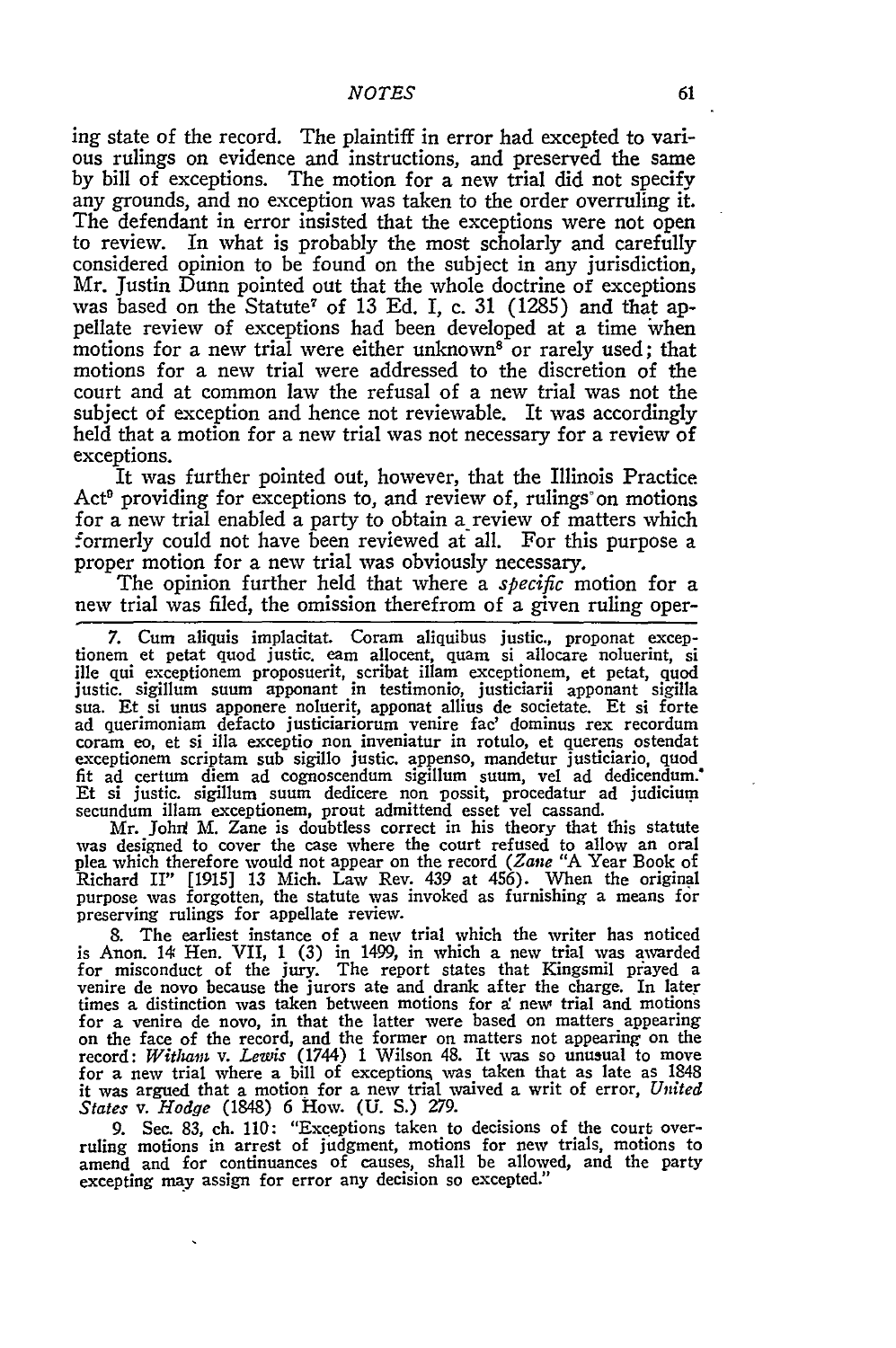ing state of the record. The plaintiff in error had excepted to various rulings on evidence and instructions, and preserved the same by bill of exceptions. The motion for a new trial did not specify any grounds, and no exception was taken to the order overruling it. The defendant in error insisted that the exceptions were not open to review. In what is probably the most scholarly and carefully considered opinion to be found on the subject in any jurisdiction, Mr. Justin Dunn pointed out that the whole doctrine of exceptions was based on the Statute[7] of 13 Ed. I, c. 31 (1285) and that appellate review of exceptions had been developed at a time when motions for a new trial were either unknown[8] or rarely used; that motions for a new trial were addressed to the discretion of the court and at common law the refusal of a new trial was not the subject of exception and hence not reviewable. It was accordingly held that a motion for a new trial was not necessary for a review of exceptions.

It was further pointed out, however, that the Illinois Practice Act[9] providing for exceptions to, and review of, rulings on motions for a new trial enabled a party to obtain a review of matters which formerly could not have been reviewed at all. For this purpose a proper motion for a new trial was obviously necessary.

The opinion further held that where a *specific* motion for a new trial was filed, the omission therefrom of a given ruling oper-

---

7. Cum aliquis implacitat. Coram aliquibus justic., proponat exceptionem et petat quod justic. eam allocent, quam si allocare noluerint, si ille qui exceptionem proposuerit, scribat illam exceptionem, et petat, quod justic. sigillum suum apponant in testimonio, justiciarii apponant sigilla sua. Et si unus apponere noluerit, apponat allius de societate. Et si forte ad querimoniam defacto justiciariorum venire fac' dominus rex recordum coram eo, et si illa exceptio non inveniatur in rotulo, et querens ostendat exceptionem scriptam sub sigillo justic. appenso, mandetur justiciario, quod fit ad certum diem ad cognoscendum sigillum suum, vel ad dedicendum. Et si justic. sigillum suum dedicere non possit, procedatur ad judicium secundum illam exceptionem, prout admittend esset vel cassand.

Mr. John M. Zane is doubtless correct in his theory that this statute was designed to cover the case where the court refused to allow an oral plea which therefore would not appear on the record (*Zane* "A Year Book of Richard II" [1915] 13 Mich. Law Rev. 439 at 456). When the original purpose was forgotten, the statute was invoked as furnishing a means for preserving rulings for appellate review.

8. The earliest instance of a new trial which the writer has noticed is Anon. 14 Hen. VII, 1 (3) in 1499, in which a new trial was awarded for misconduct of the jury. The report states that Kingsmil prayed a venire de novo because the jurors ate and drank after the charge. In later times a distinction was taken between motions for a new trial and motions for a venire de novo, in that the latter were based on matters appearing on the face of the record, and the former on matters not appearing on the record: *Witham* v. *Lewis* (1744) 1 Wilson 48. It was so unusual to move for a new trial where a bill of exceptions was taken that as late as 1848 it was argued that a motion for a new trial waived a writ of error, *United States* v. *Hodge* (1848) 6 How. (U. S.) 279.

9. Sec. 83, ch. 110: "Exceptions taken to decisions of the court overruling motions in arrest of judgment, motions for new trials, motions to amend and for continuances of causes, shall be allowed, and the party excepting may assign for error any decision so excepted."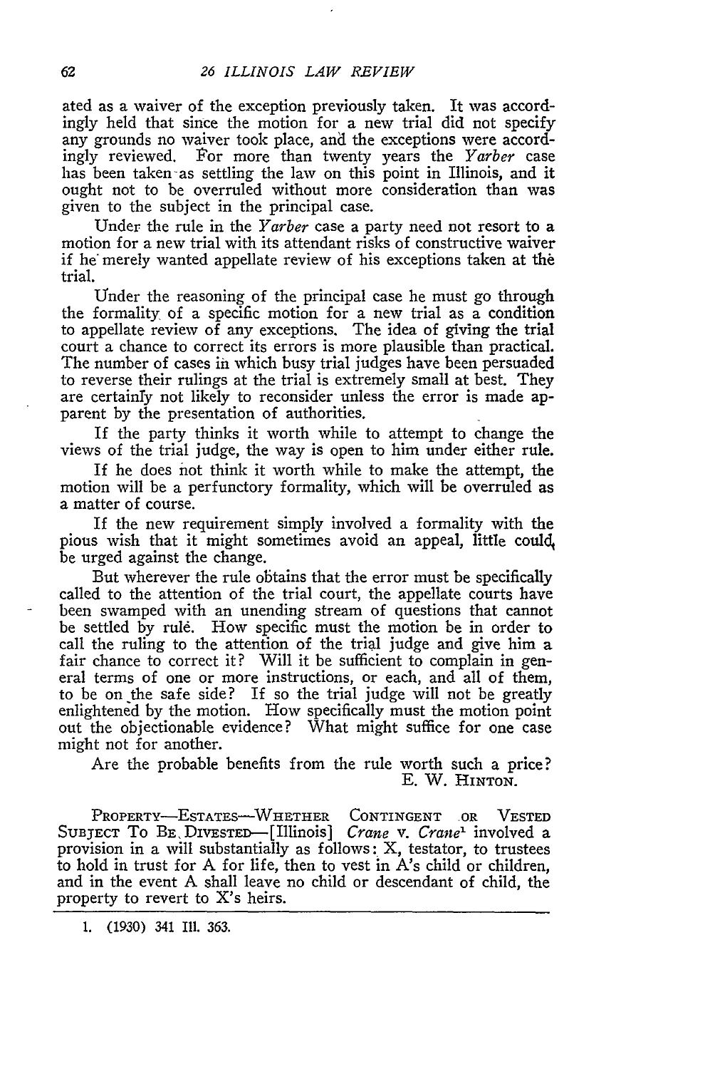ated as a waiver of the exception previously taken. It was accordingly held that since the motion for a new trial did not specify any grounds no waiver took place, and the exceptions were accordingly reviewed. For more than twenty years the *Yarber* case has been taken as settling the law on this point in Illinois, and it ought not to be overruled without more consideration than was given to the subject in the principal case.

Under the rule in the *Yarber* case a party need not resort to a motion for a new trial with its attendant risks of constructive waiver if he merely wanted appellate review of his exceptions taken at the trial.

Under the reasoning of the principal case he must go through the formality of a specific motion for a new trial as a condition to appellate review of any exceptions. The idea of giving the trial court a chance to correct its errors is more plausible than practical. The number of cases in which busy trial judges have been persuaded to reverse their rulings at the trial is extremely small at best. They are certainly not likely to reconsider unless the error is made apparent by the presentation of authorities.

If the party thinks it worth while to attempt to change the views of the trial judge, the way is open to him under either rule.

If he does not think it worth while to make the attempt, the motion will be a perfunctory formality, which will be overruled as a matter of course.

If the new requirement simply involved a formality with the pious wish that it might sometimes avoid an appeal, little could be urged against the change.

But wherever the rule obtains that the error must be specifically called to the attention of the trial court, the appellate courts have been swamped with an unending stream of questions that cannot be settled by rule. How specific must the motion be in order to call the ruling to the attention of the trial judge and give him a fair chance to correct it? Will it be sufficient to complain in general terms of one or more instructions, or each, and all of them, to be on the safe side? If so the trial judge will not be greatly enlightened by the motion. How specifically must the motion point out the objectionable evidence? What might suffice for one case might not for another.

Are the probable benefits from the rule worth such a price?

E. W. HINTON.

PROPERTY—ESTATES—WHETHER CONTINGENT OR VESTED SUBJECT TO BE DIVESTED—[Illinois] *Crane* v. *Crane*[1] involved a provision in a will substantially as follows: X, testator, to trustees to hold in trust for A for life, then to vest in A's child or children, and in the event A shall leave no child or descendant of child, the property to revert to X's heirs.

1. (1930) 341 Ill. 363.